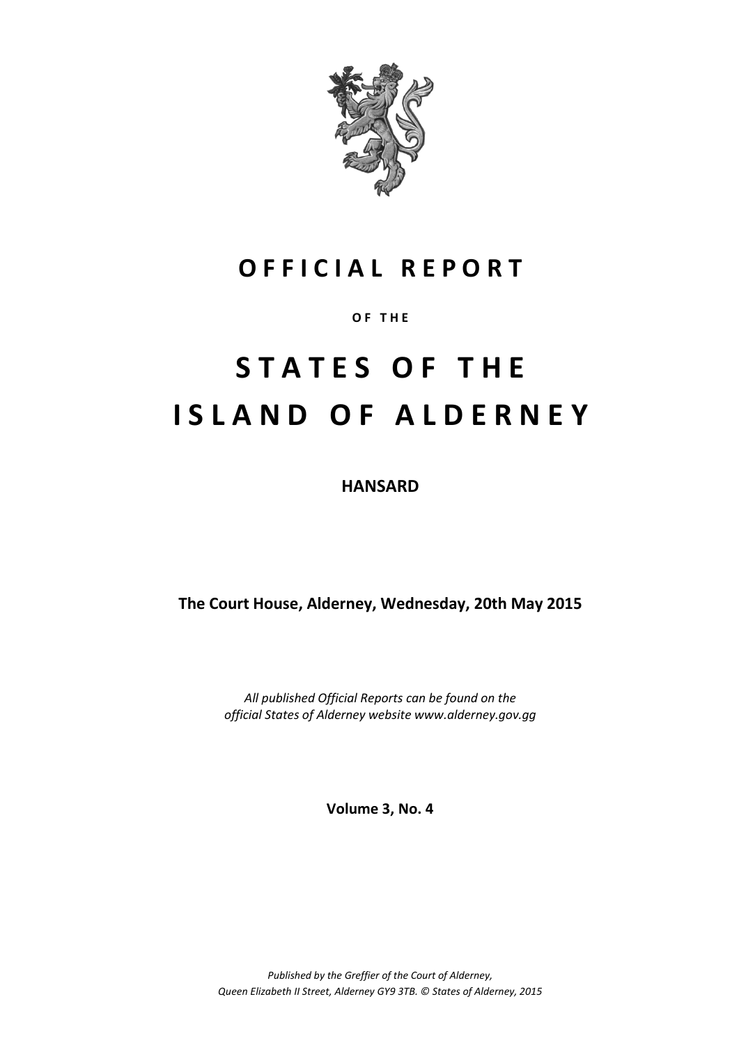# OFFICIAL REPORT

OF THE

# STATES OF THE ISLAND OF ALDERNEY

**HANSARD**

**The Court House, Alderney, Wednesday, 20th May 2015**

*All published Official Reports can be found on the official States of Alderney website www.alderney.gov.gg*

**Volume 3, No. 4**

*Published by the Greffier of the Court of Alderney, Queen Elizabeth II Street, Alderney GY9 3TB. © States of Alderney, 2015*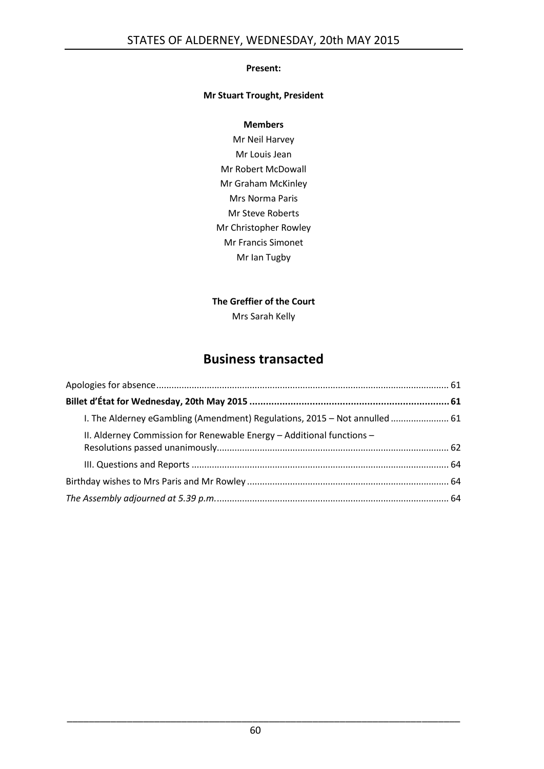**Present:**

**Mr Stuart Trought, President**

**Members**

Mr Neil Harvey
Mr Louis Jean
Mr Robert McDowall
Mr Graham McKinley
Mrs Norma Paris
Mr Steve Roberts
Mr Christopher Rowley
Mr Francis Simonet
Mr Ian Tugby

**The Greffier of the Court**

Mrs Sarah Kelly

## Business transacted

Apologies for absence ........ 61

**Billet d'État for Wednesday, 20th May 2015 ........ 61**

I. The Alderney eGambling (Amendment) Regulations, 2015 – Not annulled ........ 61

II. Alderney Commission for Renewable Energy – Additional functions – Resolutions passed unanimously ........ 62

III. Questions and Reports ........ 64

Birthday wishes to Mrs Paris and Mr Rowley ........ 64

*The Assembly adjourned at 5.39 p.m.* ........ 64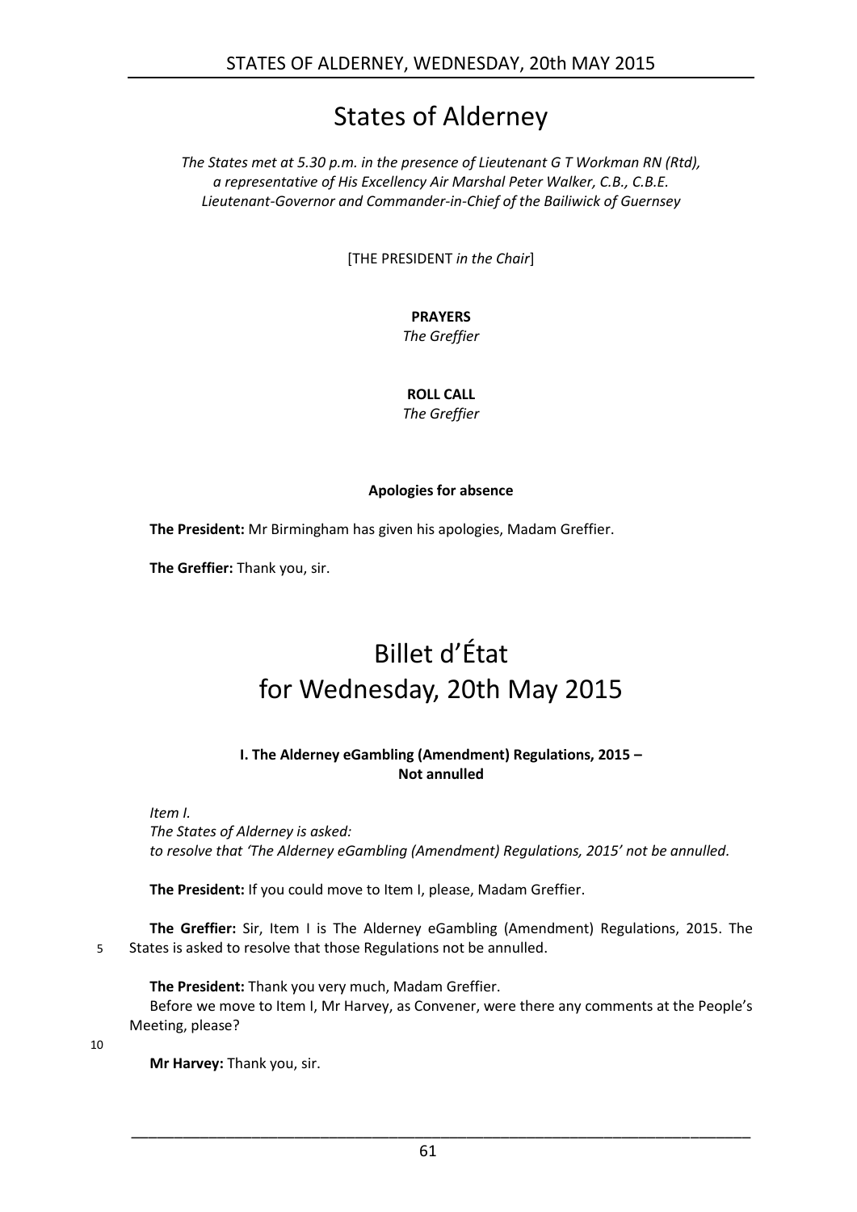# States of Alderney

*The States met at 5.30 p.m. in the presence of Lieutenant G T Workman RN (Rtd), a representative of His Excellency Air Marshal Peter Walker, C.B., C.B.E. Lieutenant-Governor and Commander-in-Chief of the Bailiwick of Guernsey*

[THE PRESIDENT *in the Chair*]

**PRAYERS**
*The Greffier*

**ROLL CALL**
*The Greffier*

**Apologies for absence**

**The President:** Mr Birmingham has given his apologies, Madam Greffier.

**The Greffier:** Thank you, sir.

# Billet d'État for Wednesday, 20th May 2015

### I. The Alderney eGambling (Amendment) Regulations, 2015 – Not annulled

*Item I.*
*The States of Alderney is asked:*
*to resolve that 'The Alderney eGambling (Amendment) Regulations, 2015' not be annulled.*

**The President:** If you could move to Item I, please, Madam Greffier.

**The Greffier:** Sir, Item I is The Alderney eGambling (Amendment) Regulations, 2015. The States is asked to resolve that those Regulations not be annulled.

**The President:** Thank you very much, Madam Greffier.

Before we move to Item I, Mr Harvey, as Convener, were there any comments at the People's Meeting, please?

**Mr Harvey:** Thank you, sir.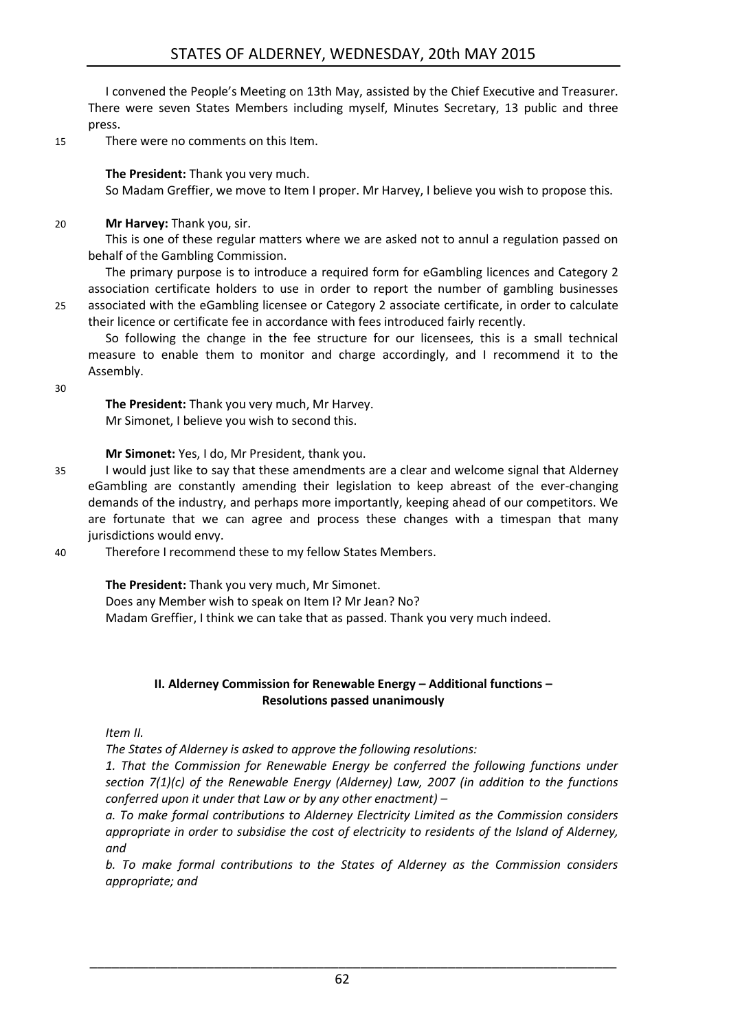I convened the People's Meeting on 13th May, assisted by the Chief Executive and Treasurer. There were seven States Members including myself, Minutes Secretary, 13 public and three press.

There were no comments on this Item.

**The President:** Thank you very much.

So Madam Greffier, we move to Item I proper. Mr Harvey, I believe you wish to propose this.

**Mr Harvey:** Thank you, sir.

This is one of these regular matters where we are asked not to annul a regulation passed on behalf of the Gambling Commission.

The primary purpose is to introduce a required form for eGambling licences and Category 2 association certificate holders to use in order to report the number of gambling businesses associated with the eGambling licensee or Category 2 associate certificate, in order to calculate their licence or certificate fee in accordance with fees introduced fairly recently.

So following the change in the fee structure for our licensees, this is a small technical measure to enable them to monitor and charge accordingly, and I recommend it to the Assembly.

**The President:** Thank you very much, Mr Harvey.

Mr Simonet, I believe you wish to second this.

**Mr Simonet:** Yes, I do, Mr President, thank you.

I would just like to say that these amendments are a clear and welcome signal that Alderney eGambling are constantly amending their legislation to keep abreast of the ever-changing demands of the industry, and perhaps more importantly, keeping ahead of our competitors. We are fortunate that we can agree and process these changes with a timespan that many jurisdictions would envy.

Therefore I recommend these to my fellow States Members.

**The President:** Thank you very much, Mr Simonet.

Does any Member wish to speak on Item I? Mr Jean? No?

Madam Greffier, I think we can take that as passed. Thank you very much indeed.

## II. Alderney Commission for Renewable Energy – Additional functions – Resolutions passed unanimously

*Item II.*

*The States of Alderney is asked to approve the following resolutions:*

*1. That the Commission for Renewable Energy be conferred the following functions under section 7(1)(c) of the Renewable Energy (Alderney) Law, 2007 (in addition to the functions conferred upon it under that Law or by any other enactment) –*

*a. To make formal contributions to Alderney Electricity Limited as the Commission considers appropriate in order to subsidise the cost of electricity to residents of the Island of Alderney, and*

*b. To make formal contributions to the States of Alderney as the Commission considers appropriate; and*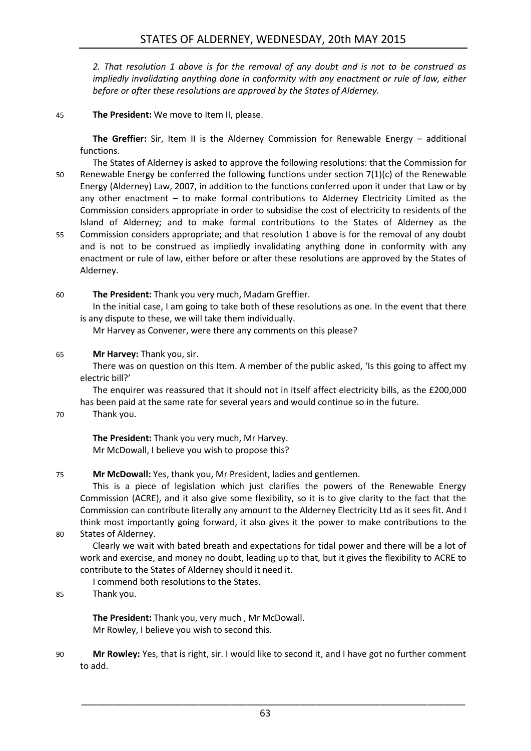*2. That resolution 1 above is for the removal of any doubt and is not to be construed as impliedly invalidating anything done in conformity with any enactment or rule of law, either before or after these resolutions are approved by the States of Alderney.*

**The President:** We move to Item II, please.

**The Greffier:** Sir, Item II is the Alderney Commission for Renewable Energy – additional functions.

The States of Alderney is asked to approve the following resolutions: that the Commission for Renewable Energy be conferred the following functions under section 7(1)(c) of the Renewable Energy (Alderney) Law, 2007, in addition to the functions conferred upon it under that Law or by any other enactment – to make formal contributions to Alderney Electricity Limited as the Commission considers appropriate in order to subsidise the cost of electricity to residents of the Island of Alderney; and to make formal contributions to the States of Alderney as the Commission considers appropriate; and that resolution 1 above is for the removal of any doubt and is not to be construed as impliedly invalidating anything done in conformity with any enactment or rule of law, either before or after these resolutions are approved by the States of Alderney.

**The President:** Thank you very much, Madam Greffier.

In the initial case, I am going to take both of these resolutions as one. In the event that there is any dispute to these, we will take them individually.

Mr Harvey as Convener, were there any comments on this please?

**Mr Harvey:** Thank you, sir.

There was on question on this Item. A member of the public asked, 'Is this going to affect my electric bill?'

The enquirer was reassured that it should not in itself affect electricity bills, as the £200,000 has been paid at the same rate for several years and would continue so in the future.

Thank you.

**The President:** Thank you very much, Mr Harvey.

Mr McDowall, I believe you wish to propose this?

**Mr McDowall:** Yes, thank you, Mr President, ladies and gentlemen.

This is a piece of legislation which just clarifies the powers of the Renewable Energy Commission (ACRE), and it also give some flexibility, so it is to give clarity to the fact that the Commission can contribute literally any amount to the Alderney Electricity Ltd as it sees fit. And I think most importantly going forward, it also gives it the power to make contributions to the States of Alderney.

Clearly we wait with bated breath and expectations for tidal power and there will be a lot of work and exercise, and money no doubt, leading up to that, but it gives the flexibility to ACRE to contribute to the States of Alderney should it need it.

I commend both resolutions to the States.

Thank you.

**The President:** Thank you, very much , Mr McDowall.

Mr Rowley, I believe you wish to second this.

**Mr Rowley:** Yes, that is right, sir. I would like to second it, and I have got no further comment to add.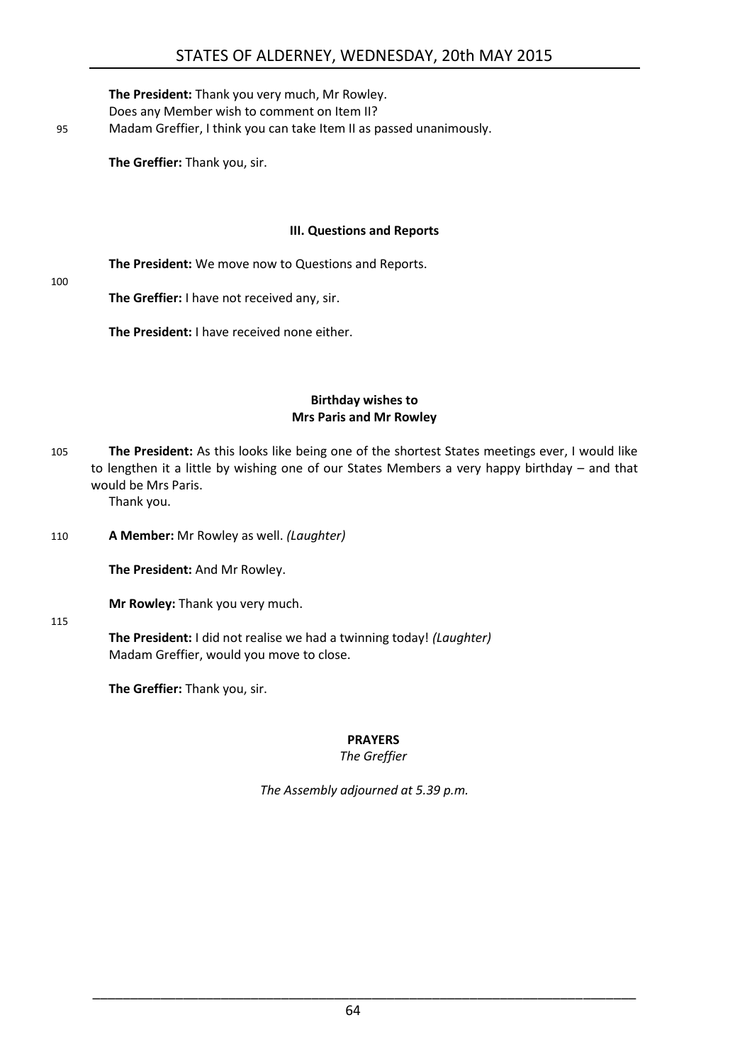**The President:** Thank you very much, Mr Rowley.

Does any Member wish to comment on Item II?

Madam Greffier, I think you can take Item II as passed unanimously.

**The Greffier:** Thank you, sir.

### III. Questions and Reports

**The President:** We move now to Questions and Reports.

**The Greffier:** I have not received any, sir.

**The President:** I have received none either.

### Birthday wishes to Mrs Paris and Mr Rowley

**The President:** As this looks like being one of the shortest States meetings ever, I would like to lengthen it a little by wishing one of our States Members a very happy birthday – and that would be Mrs Paris.

Thank you.

**A Member:** Mr Rowley as well. *(Laughter)*

**The President:** And Mr Rowley.

**Mr Rowley:** Thank you very much.

**The President:** I did not realise we had a twinning today! *(Laughter)*

Madam Greffier, would you move to close.

**The Greffier:** Thank you, sir.

**PRAYERS**

*The Greffier*

*The Assembly adjourned at 5.39 p.m.*